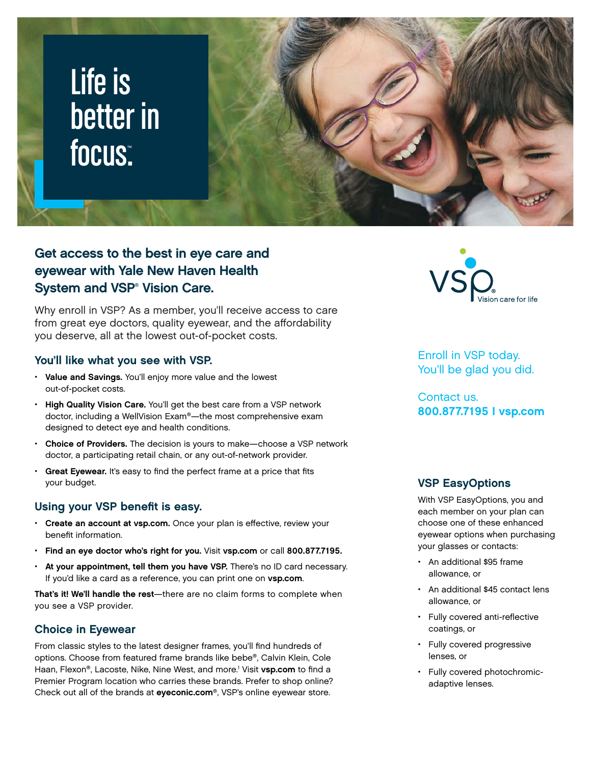# Life is better in focus.™

## Get access to the best in eye care and eyewear with Yale New Haven Health System and VSP® Vision Care.

Why enroll in VSP? As a member, you'll receive access to care from great eye doctors, quality eyewear, and the affordability you deserve, all at the lowest out-of-pocket costs.

### You'll like what you see with VSP.

- **Value and Savings.** You'll enjoy more value and the lowest out-of-pocket costs.
- **High Quality Vision Care.** You'll get the best care from a VSP network doctor, including a WellVision Exam®—the most comprehensive exam designed to detect eye and health conditions.
- **Choice of Providers.** The decision is yours to make—choose a VSP network doctor, a participating retail chain, or any out-of-network provider.
- **Great Eyewear.** It's easy to find the perfect frame at a price that fits your budget.

### Using your VSP benefit is easy.

- **Create an account at vsp.com.** Once your plan is effective, review your benefit information.
- **Find an eye doctor who's right for you.** Visit **vsp.com** or call **800.877.7195.**
- **At your appointment, tell them you have VSP.** There's no ID card necessary. If you'd like a card as a reference, you can print one on **vsp.com**.

**That's it! We'll handle the rest**—there are no claim forms to complete when you see a VSP provider.

### Choice in Eyewear

From classic styles to the latest designer frames, you'll find hundreds of options. Choose from featured frame brands like bebe®, Calvin Klein, Cole Haan, Flexon®, Lacoste, Nike, Nine West, and more.[1] Visit **vsp.com** to find a Premier Program location who carries these brands. Prefer to shop online? Check out all of the brands at **eyeconic.com**®, VSP's online eyewear store.

VSP® Vision care for life

Enroll in VSP today.
You'll be glad you did.

Contact us.
**800.877.7195 I vsp.com**

### VSP EasyOptions

With VSP EasyOptions, you and each member on your plan can choose one of these enhanced eyewear options when purchasing your glasses or contacts:

- An additional $95 frame allowance, or
- An additional $45 contact lens allowance, or
- Fully covered anti-reflective coatings, or
- Fully covered progressive lenses, or
- Fully covered photochromic-adaptive lenses.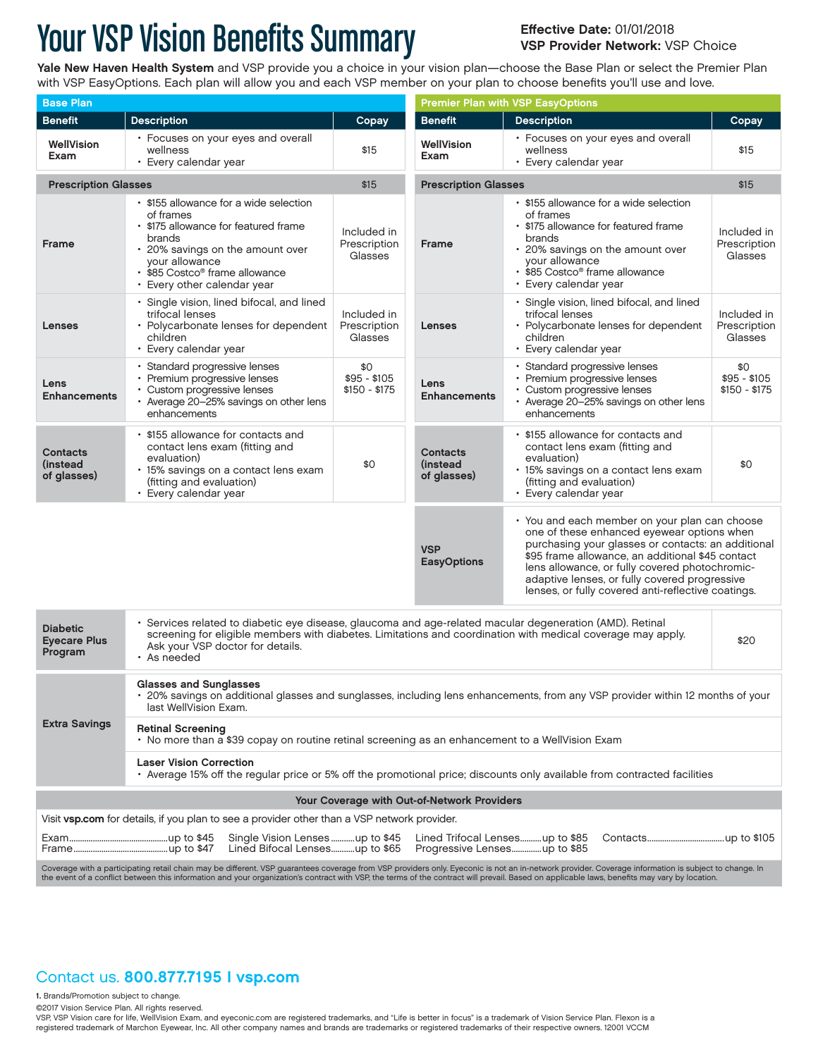# Your VSP Vision Benefits Summary

**Effective Date:** 01/01/2018
**VSP Provider Network:** VSP Choice

**Yale New Haven Health System** and VSP provide you a choice in your vision plan—choose the Base Plan or select the Premier Plan with VSP EasyOptions. Each plan will allow you and each VSP member on your plan to choose benefits you'll use and love.

## Base Plan

| Benefit | Description | Copay |
|---|---|---|
| **WellVision Exam** | • Focuses on your eyes and overall wellness<br>• Every calendar year | $15 |
| **Prescription Glasses** | | $15 |
| **Frame** | • $155 allowance for a wide selection of frames<br>• $175 allowance for featured frame brands<br>• 20% savings on the amount over your allowance<br>• $85 Costco® frame allowance<br>• Every other calendar year | Included in Prescription Glasses |
| **Lenses** | • Single vision, lined bifocal, and lined trifocal lenses<br>• Polycarbonate lenses for dependent children<br>• Every calendar year | Included in Prescription Glasses |
| **Lens Enhancements** | • Standard progressive lenses<br>• Premium progressive lenses<br>• Custom progressive lenses<br>• Average 20–25% savings on other lens enhancements | $0<br>$95 - $105<br>$150 - $175 |
| **Contacts (instead of glasses)** | • $155 allowance for contacts and contact lens exam (fitting and evaluation)<br>• 15% savings on a contact lens exam (fitting and evaluation)<br>• Every calendar year | $0 |

## Premier Plan with VSP EasyOptions

| Benefit | Description | Copay |
|---|---|---|
| **WellVision Exam** | • Focuses on your eyes and overall wellness<br>• Every calendar year | $15 |
| **Prescription Glasses** | | $15 |
| **Frame** | • $155 allowance for a wide selection of frames<br>• $175 allowance for featured frame brands<br>• 20% savings on the amount over your allowance<br>• $85 Costco® frame allowance<br>• Every calendar year | Included in Prescription Glasses |
| **Lenses** | • Single vision, lined bifocal, and lined trifocal lenses<br>• Polycarbonate lenses for dependent children<br>• Every calendar year | Included in Prescription Glasses |
| **Lens Enhancements** | • Standard progressive lenses<br>• Premium progressive lenses<br>• Custom progressive lenses<br>• Average 20–25% savings on other lens enhancements | $0<br>$95 - $105<br>$150 - $175 |
| **Contacts (instead of glasses)** | • $155 allowance for contacts and contact lens exam (fitting and evaluation)<br>• 15% savings on a contact lens exam (fitting and evaluation)<br>• Every calendar year | $0 |
| **VSP EasyOptions** | • You and each member on your plan can choose one of these enhanced eyewear options when purchasing your glasses or contacts: an additional $95 frame allowance, an additional $45 contact lens allowance, or fully covered photochromic-adaptive lenses, or fully covered progressive lenses, or fully covered anti-reflective coatings. | |

## Additional Benefits (Both Plans)

| Benefit | Description | Copay |
|---|---|---|
| **Diabetic Eyecare Plus Program** | • Services related to diabetic eye disease, glaucoma and age-related macular degeneration (AMD). Retinal screening for eligible members with diabetes. Limitations and coordination with medical coverage may apply. Ask your VSP doctor for details.<br>• As needed | $20 |
| **Extra Savings** | **Glasses and Sunglasses**<br>• 20% savings on additional glasses and sunglasses, including lens enhancements, from any VSP provider within 12 months of your last WellVision Exam.<br>**Retinal Screening**<br>• No more than a $39 copay on routine retinal screening as an enhancement to a WellVision Exam<br>**Laser Vision Correction**<br>• Average 15% off the regular price or 5% off the promotional price; discounts only available from contracted facilities | |

## Your Coverage with Out-of-Network Providers

Visit **vsp.com** for details, if you plan to see a provider other than a VSP network provider.

| | | | |
|---|---|---|---|
| Exam ........ up to $45 | Single Vision Lenses ........ up to $45 | Lined Trifocal Lenses ........ up to $85 | Contacts ........ up to $105 |
| Frame ........ up to $47 | Lined Bifocal Lenses ........ up to $65 | Progressive Lenses ........ up to $85 | |

Coverage with a participating retail chain may be different. VSP guarantees coverage from VSP providers only. Eyeconic is not an in-network provider. Coverage information is subject to change. In the event of a conflict between this information and your organization's contract with VSP, the terms of the contract will prevail. Based on applicable laws, benefits may vary by location.

**Contact us. 800.877.7195 | vsp.com**

1. Brands/Promotion subject to change.

©2017 Vision Service Plan. All rights reserved.

VSP, VSP Vision care for life, WellVision Exam, and eyeconic.com are registered trademarks, and "Life is better in focus" is a trademark of Vision Service Plan. Flexon is a registered trademark of Marchon Eyewear, Inc. All other company names and brands are trademarks or registered trademarks of their respective owners. 12001 VCCM